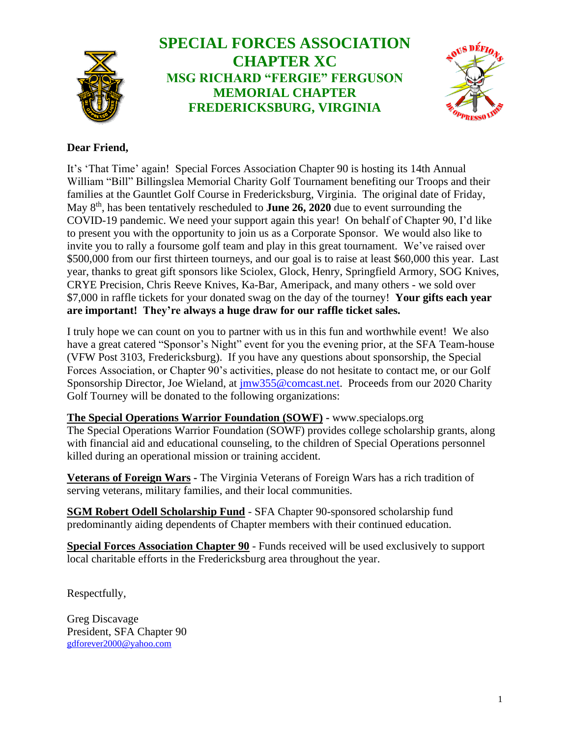# SPECIAL FORCES ASSOCIATION CHAPTER XC

## MSG RICHARD "FERGIE" FERGUSON MEMORIAL CHAPTER FREDERICKSBURG, VIRGINIA

**Dear Friend,**

It's 'That Time' again! Special Forces Association Chapter 90 is hosting its 14th Annual William "Bill" Billingslea Memorial Charity Golf Tournament benefiting our Troops and their families at the Gauntlet Golf Course in Fredericksburg, Virginia. The original date of Friday, May 8th, has been tentatively rescheduled to **June 26, 2020** due to event surrounding the COVID-19 pandemic. We need your support again this year! On behalf of Chapter 90, I'd like to present you with the opportunity to join us as a Corporate Sponsor. We would also like to invite you to rally a foursome golf team and play in this great tournament. We've raised over $500,000 from our first thirteen tourneys, and our goal is to raise at least $60,000 this year. Last year, thanks to great gift sponsors like Sciolex, Glock, Henry, Springfield Armory, SOG Knives, CRYE Precision, Chris Reeve Knives, Ka-Bar, Ameripack, and many others - we sold over $7,000 in raffle tickets for your donated swag on the day of the tourney! **Your gifts each year are important! They're always a huge draw for our raffle ticket sales.**

I truly hope we can count on you to partner with us in this fun and worthwhile event! We also have a great catered "Sponsor's Night" event for you the evening prior, at the SFA Team-house (VFW Post 3103, Fredericksburg). If you have any questions about sponsorship, the Special Forces Association, or Chapter 90's activities, please do not hesitate to contact me, or our Golf Sponsorship Director, Joe Wieland, at jmw355@comcast.net. Proceeds from our 2020 Charity Golf Tourney will be donated to the following organizations:

**The Special Operations Warrior Foundation (SOWF)** - www.specialops.org
The Special Operations Warrior Foundation (SOWF) provides college scholarship grants, along with financial aid and educational counseling, to the children of Special Operations personnel killed during an operational mission or training accident.

**Veterans of Foreign Wars** - The Virginia Veterans of Foreign Wars has a rich tradition of serving veterans, military families, and their local communities.

**SGM Robert Odell Scholarship Fund** - SFA Chapter 90-sponsored scholarship fund predominantly aiding dependents of Chapter members with their continued education.

**Special Forces Association Chapter 90** - Funds received will be used exclusively to support local charitable efforts in the Fredericksburg area throughout the year.

Respectfully,

Greg Discavage
President, SFA Chapter 90
gdforever2000@yahoo.com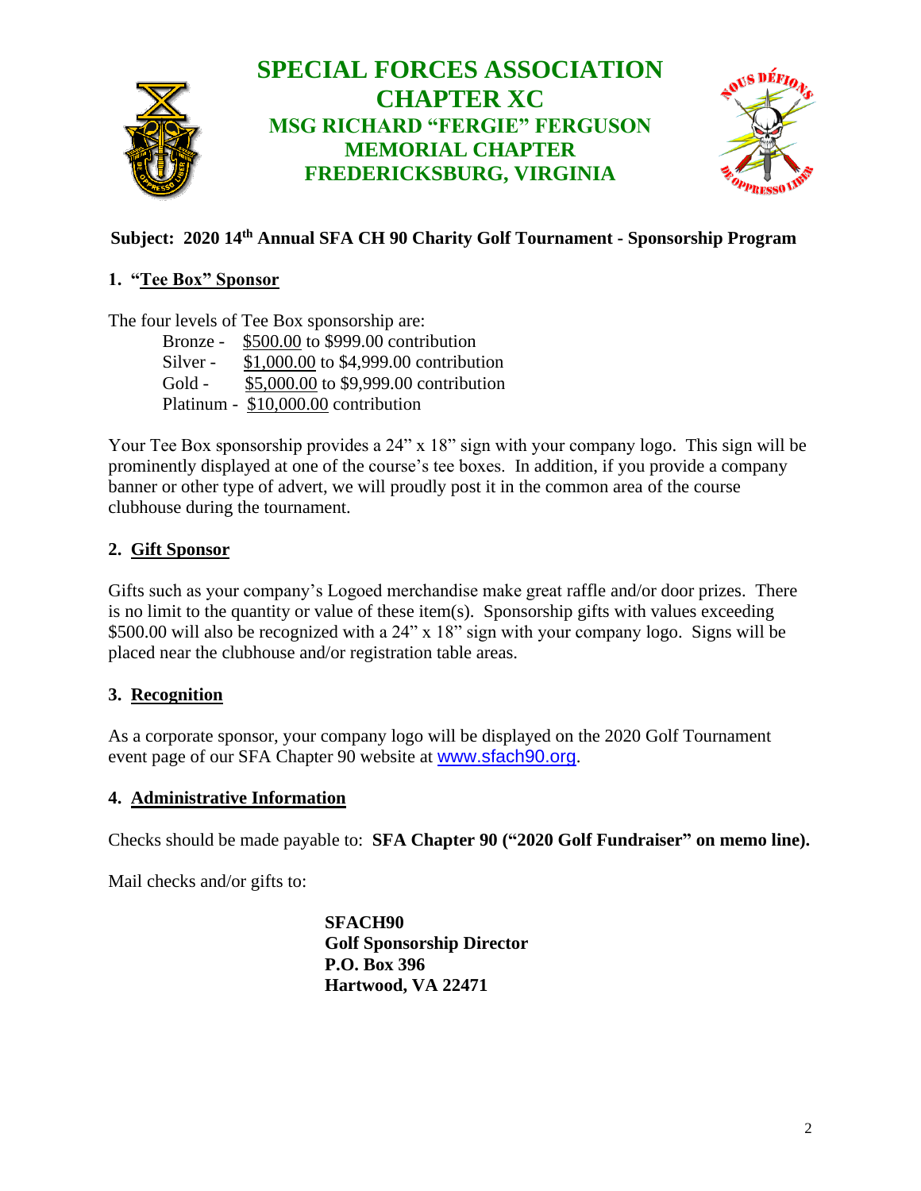# SPECIAL FORCES ASSOCIATION CHAPTER XC

## MSG RICHARD "FERGIE" FERGUSON MEMORIAL CHAPTER
## FREDERICKSBURG, VIRGINIA

**Subject: 2020 14th Annual SFA CH 90 Charity Golf Tournament - Sponsorship Program**

### 1. "Tee Box" Sponsor

The four levels of Tee Box sponsorship are:

- Bronze - $500.00 to $999.00 contribution
- Silver - $1,000.00 to $4,999.00 contribution
- Gold - $5,000.00 to $9,999.00 contribution
- Platinum - $10,000.00 contribution

Your Tee Box sponsorship provides a 24" x 18" sign with your company logo. This sign will be prominently displayed at one of the course's tee boxes. In addition, if you provide a company banner or other type of advert, we will proudly post it in the common area of the course clubhouse during the tournament.

### 2. Gift Sponsor

Gifts such as your company's Logoed merchandise make great raffle and/or door prizes. There is no limit to the quantity or value of these item(s). Sponsorship gifts with values exceeding $500.00 will also be recognized with a 24" x 18" sign with your company logo. Signs will be placed near the clubhouse and/or registration table areas.

### 3. Recognition

As a corporate sponsor, your company logo will be displayed on the 2020 Golf Tournament event page of our SFA Chapter 90 website at www.sfach90.org.

### 4. Administrative Information

Checks should be made payable to: **SFA Chapter 90 ("2020 Golf Fundraiser" on memo line).**

Mail checks and/or gifts to:

**SFACH90**
**Golf Sponsorship Director**
**P.O. Box 396**
**Hartwood, VA 22471**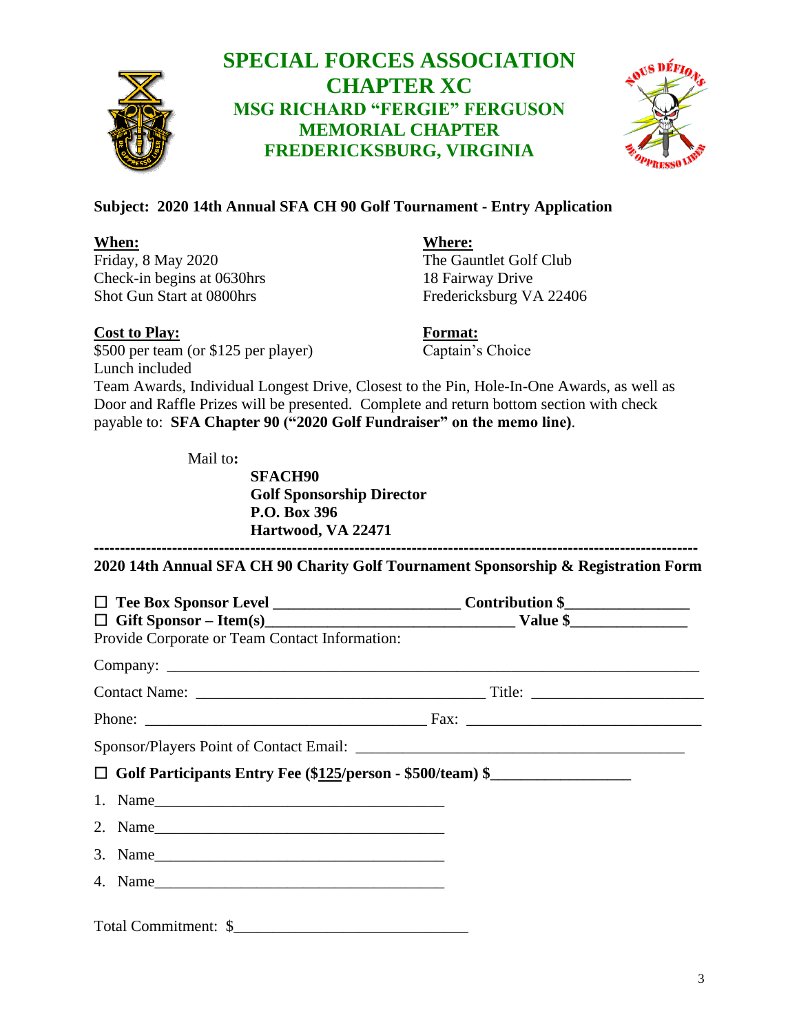# SPECIAL FORCES ASSOCIATION CHAPTER XC

## MSG RICHARD "FERGIE" FERGUSON MEMORIAL CHAPTER FREDERICKSBURG, VIRGINIA

**Subject: 2020 14th Annual SFA CH 90 Golf Tournament - Entry Application**

**When:**
Friday, 8 May 2020
Check-in begins at 0630hrs
Shot Gun Start at 0800hrs

**Where:**
The Gauntlet Golf Club
18 Fairway Drive
Fredericksburg VA 22406

**Cost to Play:**
$500 per team (or $125 per player)
Lunch included

**Format:**
Captain's Choice

Team Awards, Individual Longest Drive, Closest to the Pin, Hole-In-One Awards, as well as Door and Raffle Prizes will be presented. Complete and return bottom section with check payable to: **SFA Chapter 90 ("2020 Golf Fundraiser" on the memo line)**.

Mail to**:**

**SFACH90**
**Golf Sponsorship Director**
**P.O. Box 396**
**Hartwood, VA 22471**

---

**2020 14th Annual SFA CH 90 Charity Golf Tournament Sponsorship & Registration Form**

☐ **Tee Box Sponsor Level \_\_\_\_\_\_\_\_\_\_\_\_\_\_\_\_\_\_\_\_\_\_\_\_ Contribution $\_\_\_\_\_\_\_\_\_\_\_\_\_\_\_**
☐ **Gift Sponsor – Item(s)\_\_\_\_\_\_\_\_\_\_\_\_\_\_\_\_\_\_\_\_\_\_\_\_\_\_\_\_\_\_ Value $\_\_\_\_\_\_\_\_\_\_\_\_\_\_\_**
Provide Corporate or Team Contact Information:

Company: \_\_\_\_\_\_\_\_\_\_\_\_\_\_\_\_\_\_\_\_\_\_\_\_\_\_\_\_\_\_\_\_\_\_\_\_\_\_\_\_\_\_\_\_\_\_\_\_\_\_\_\_\_\_\_\_\_\_\_\_\_\_

Contact Name: \_\_\_\_\_\_\_\_\_\_\_\_\_\_\_\_\_\_\_\_\_\_\_\_\_\_\_\_\_\_\_\_\_\_\_\_ Title: \_\_\_\_\_\_\_\_\_\_\_\_\_\_\_\_\_\_\_\_

Phone: \_\_\_\_\_\_\_\_\_\_\_\_\_\_\_\_\_\_\_\_\_\_\_\_\_\_\_\_\_\_\_\_\_\_\_\_ Fax: \_\_\_\_\_\_\_\_\_\_\_\_\_\_\_\_\_\_\_\_\_\_\_\_\_\_\_\_

Sponsor/Players Point of Contact Email: \_\_\_\_\_\_\_\_\_\_\_\_\_\_\_\_\_\_\_\_\_\_\_\_\_\_\_\_\_\_\_\_\_\_\_\_\_\_\_\_

☐ **Golf Participants Entry Fee ($125/person - $500/team) $\_\_\_\_\_\_\_\_\_\_\_\_\_\_\_\_\_**

1. Name\_\_\_\_\_\_\_\_\_\_\_\_\_\_\_\_\_\_\_\_\_\_\_\_\_\_\_\_\_\_\_\_\_\_\_\_
2. Name\_\_\_\_\_\_\_\_\_\_\_\_\_\_\_\_\_\_\_\_\_\_\_\_\_\_\_\_\_\_\_\_\_\_\_\_
3. Name\_\_\_\_\_\_\_\_\_\_\_\_\_\_\_\_\_\_\_\_\_\_\_\_\_\_\_\_\_\_\_\_\_\_\_\_
4. Name\_\_\_\_\_\_\_\_\_\_\_\_\_\_\_\_\_\_\_\_\_\_\_\_\_\_\_\_\_\_\_\_\_\_\_\_

Total Commitment: $\_\_\_\_\_\_\_\_\_\_\_\_\_\_\_\_\_\_\_\_\_\_\_\_\_\_\_\_\_\_